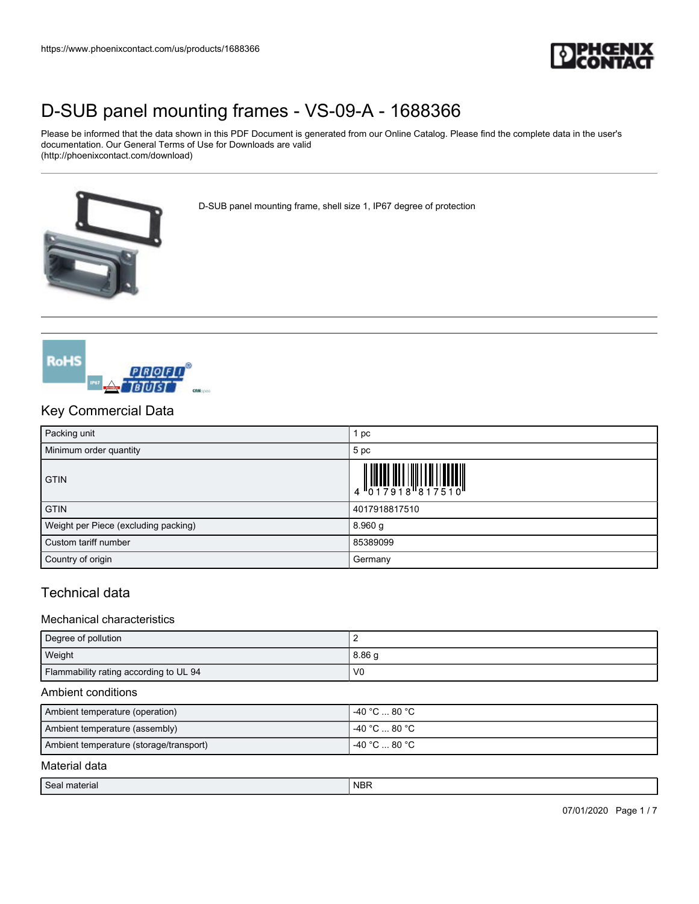# D-SUB panel mounting frames - VS-09-A - 1688366

Please be informed that the data shown in this PDF Document is generated from our Online Catalog. Please find the complete data in the user's documentation. Our General Terms of Use for Downloads are valid (http://phoenixcontact.com/download)

D-SUB panel mounting frame, shell size 1, IP67 degree of protection

## Key Commercial Data

| Packing unit | 1 pc |
|---|---|
| Minimum order quantity | 5 pc |
| GTIN | 4 017918 817510 |
| GTIN | 4017918817510 |
| Weight per Piece (excluding packing) | 8.960 g |
| Custom tariff number | 85389099 |
| Country of origin | Germany |

## Technical data

### Mechanical characteristics

| Degree of pollution | 2 |
|---|---|
| Weight | 8.86 g |
| Flammability rating according to UL 94 | V0 |

### Ambient conditions

| Ambient temperature (operation) | -40 °C ... 80 °C |
|---|---|
| Ambient temperature (assembly) | -40 °C ... 80 °C |
| Ambient temperature (storage/transport) | -40 °C ... 80 °C |

### Material data

| Seal material | NBR |
|---|---|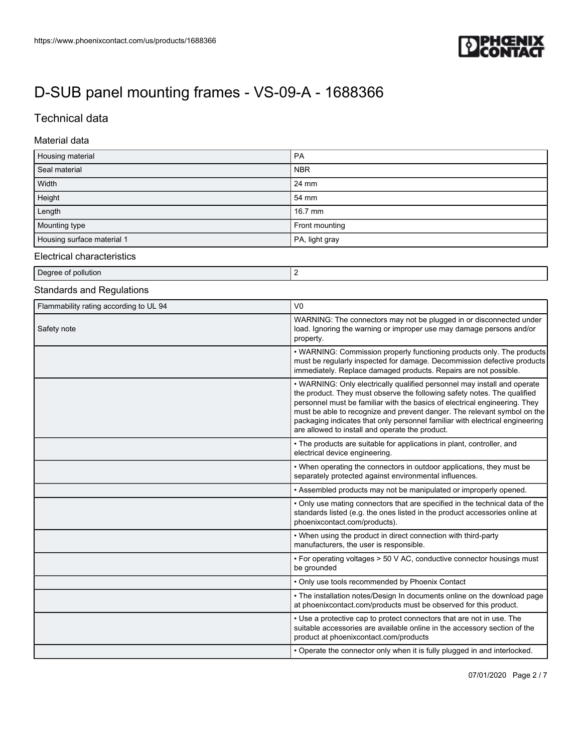# D-SUB panel mounting frames - VS-09-A - 1688366

## Technical data

### Material data

| | |
|---|---|
| Housing material | PA |
| Seal material | NBR |
| Width | 24 mm |
| Height | 54 mm |
| Length | 16.7 mm |
| Mounting type | Front mounting |
| Housing surface material 1 | PA, light gray |

### Electrical characteristics

| | |
|---|---|
| Degree of pollution | 2 |

### Standards and Regulations

| | |
|---|---|
| Flammability rating according to UL 94 | V0 |
| Safety note | WARNING: The connectors may not be plugged in or disconnected under load. Ignoring the warning or improper use may damage persons and/or property. |
| | • WARNING: Commission properly functioning products only. The products must be regularly inspected for damage. Decommission defective products immediately. Replace damaged products. Repairs are not possible. |
| | • WARNING: Only electrically qualified personnel may install and operate the product. They must observe the following safety notes. The qualified personnel must be familiar with the basics of electrical engineering. They must be able to recognize and prevent danger. The relevant symbol on the packaging indicates that only personnel familiar with electrical engineering are allowed to install and operate the product. |
| | • The products are suitable for applications in plant, controller, and electrical device engineering. |
| | • When operating the connectors in outdoor applications, they must be separately protected against environmental influences. |
| | • Assembled products may not be manipulated or improperly opened. |
| | • Only use mating connectors that are specified in the technical data of the standards listed (e.g. the ones listed in the product accessories online at phoenixcontact.com/products). |
| | • When using the product in direct connection with third-party manufacturers, the user is responsible. |
| | • For operating voltages > 50 V AC, conductive connector housings must be grounded |
| | • Only use tools recommended by Phoenix Contact |
| | • The installation notes/Design In documents online on the download page at phoenixcontact.com/products must be observed for this product. |
| | • Use a protective cap to protect connectors that are not in use. The suitable accessories are available online in the accessory section of the product at phoenixcontact.com/products |
| | • Operate the connector only when it is fully plugged in and interlocked. |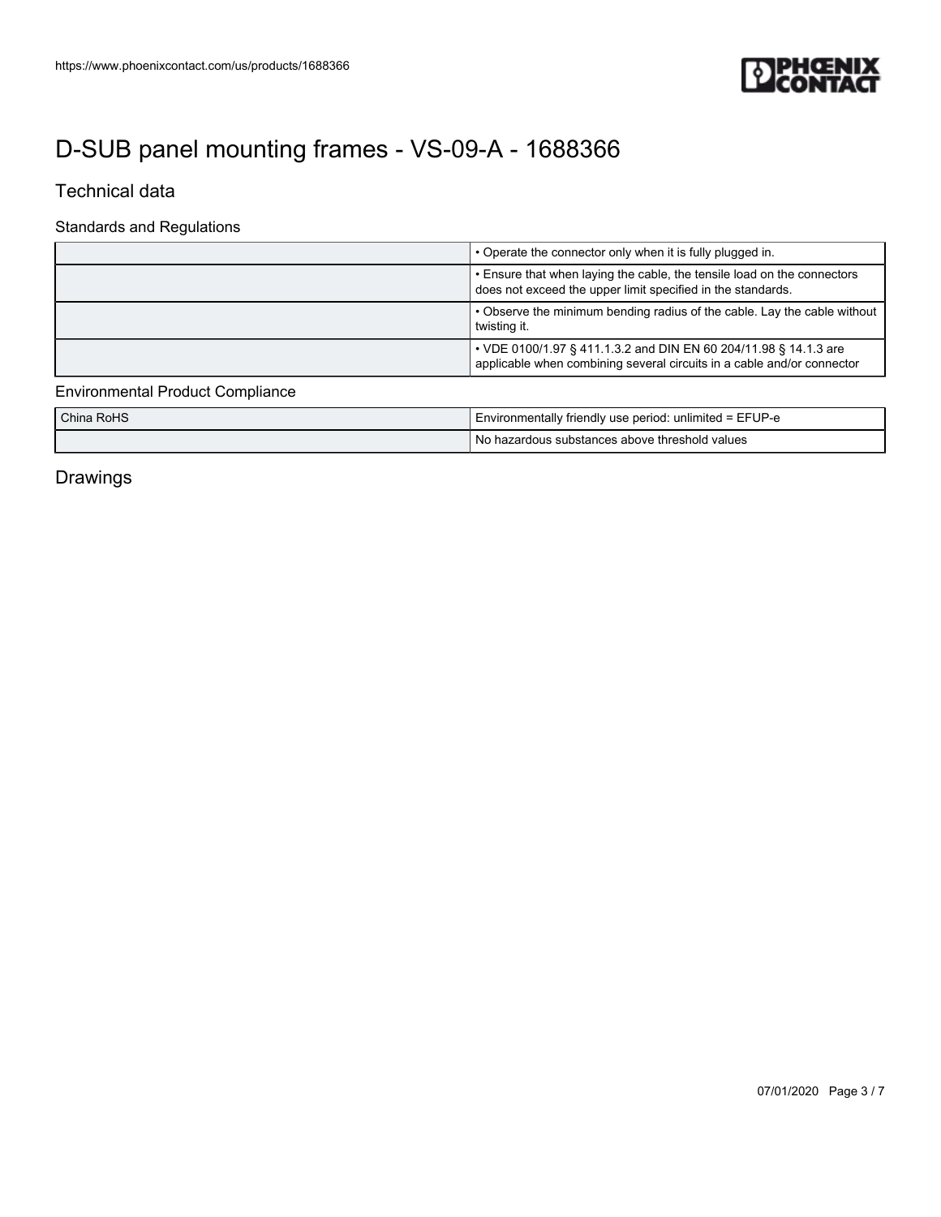# D-SUB panel mounting frames - VS-09-A - 1688366

## Technical data

### Standards and Regulations

| | |
|---|---|
| | • Operate the connector only when it is fully plugged in. |
| | • Ensure that when laying the cable, the tensile load on the connectors does not exceed the upper limit specified in the standards. |
| | • Observe the minimum bending radius of the cable. Lay the cable without twisting it. |
| | • VDE 0100/1.97 § 411.1.3.2 and DIN EN 60 204/11.98 § 14.1.3 are applicable when combining several circuits in a cable and/or connector |

### Environmental Product Compliance

| | |
|---|---|
| China RoHS | Environmentally friendly use period: unlimited = EFUP-e |
| | No hazardous substances above threshold values |

## Drawings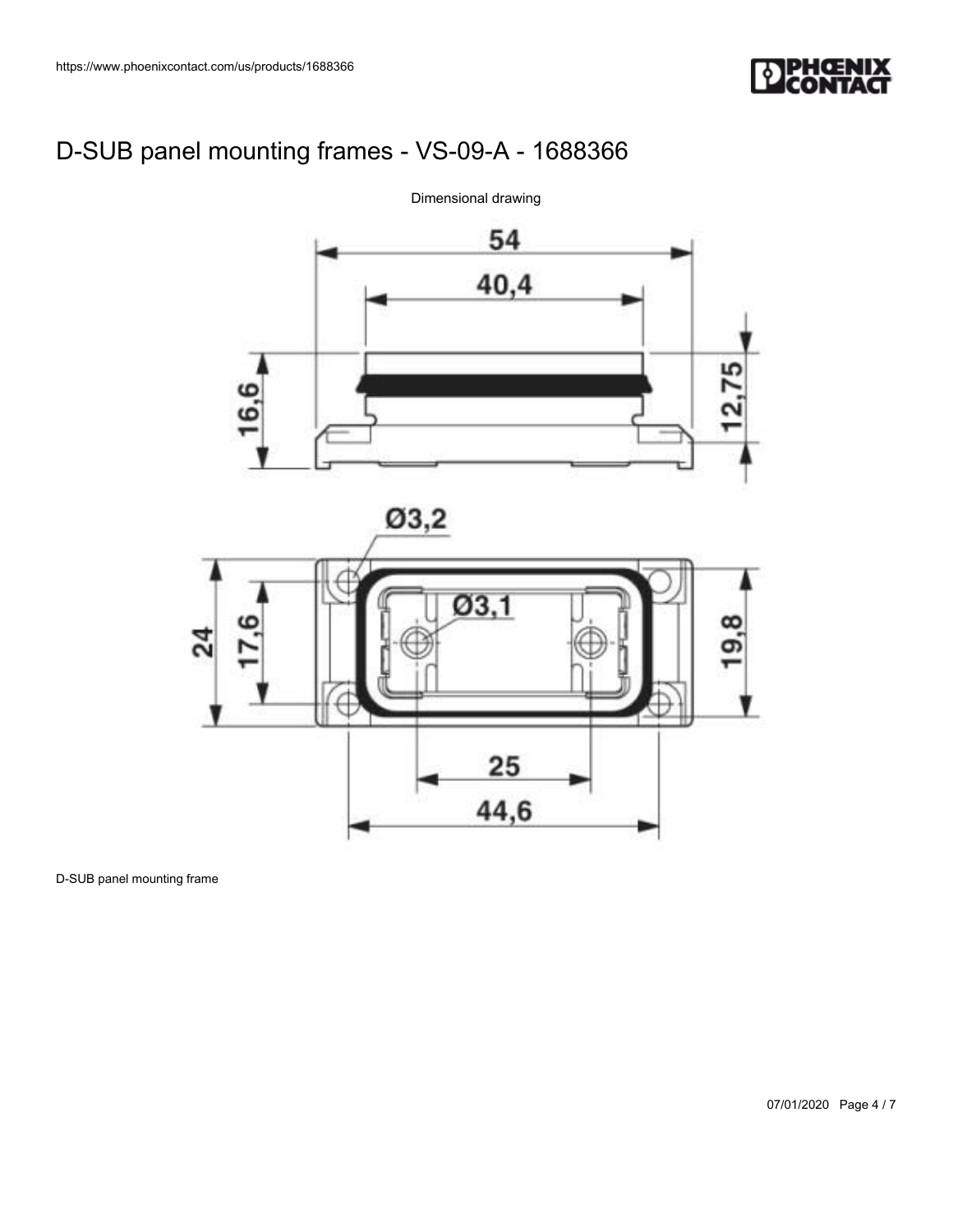# D-SUB panel mounting frames - VS-09-A - 1688366

Dimensional drawing

D-SUB panel mounting frame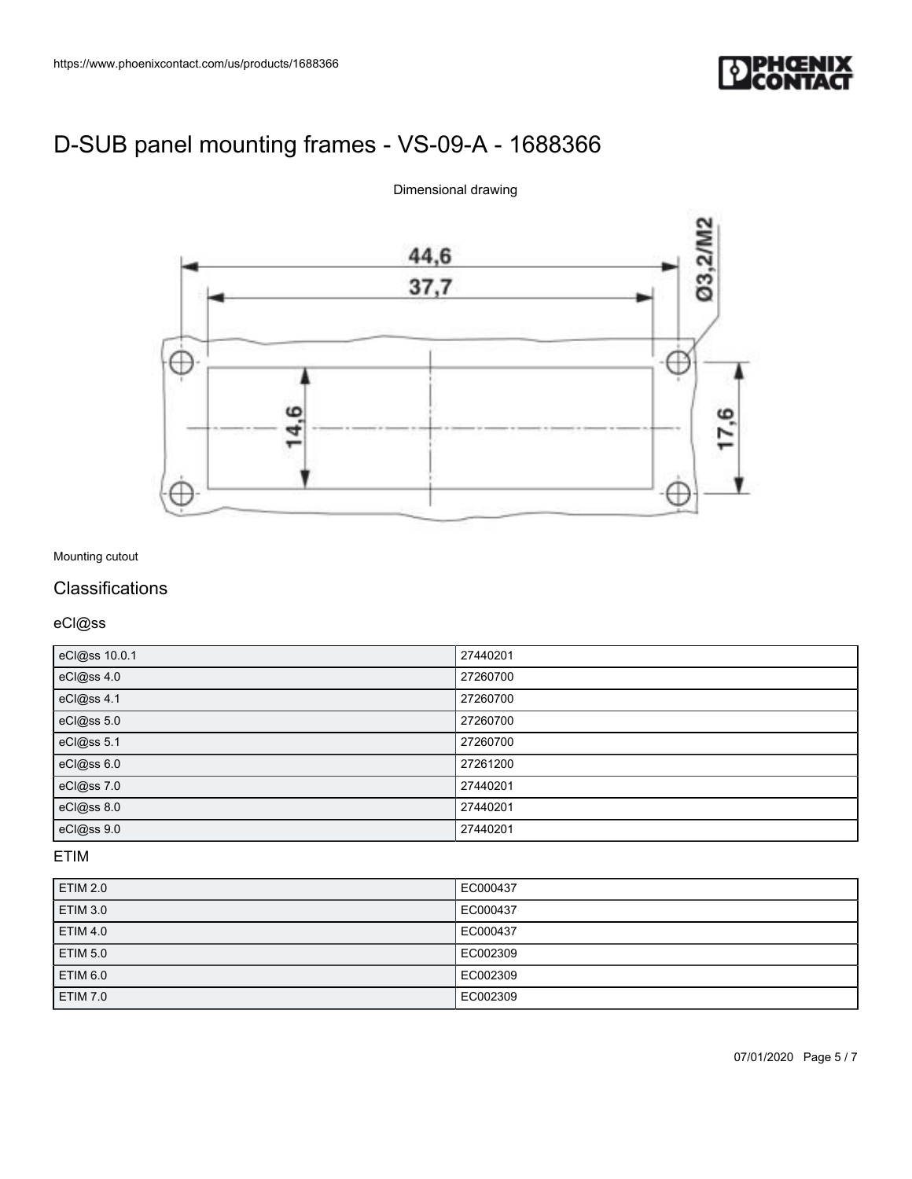# D-SUB panel mounting frames - VS-09-A - 1688366

Dimensional drawing

Mounting cutout

## Classifications

### eCl@ss

| eCl@ss 10.0.1 | 27440201 |
| --- | --- |
| eCl@ss 4.0 | 27260700 |
| eCl@ss 4.1 | 27260700 |
| eCl@ss 5.0 | 27260700 |
| eCl@ss 5.1 | 27260700 |
| eCl@ss 6.0 | 27261200 |
| eCl@ss 7.0 | 27440201 |
| eCl@ss 8.0 | 27440201 |
| eCl@ss 9.0 | 27440201 |

### ETIM

| ETIM 2.0 | EC000437 |
| --- | --- |
| ETIM 3.0 | EC000437 |
| ETIM 4.0 | EC000437 |
| ETIM 5.0 | EC002309 |
| ETIM 6.0 | EC002309 |
| ETIM 7.0 | EC002309 |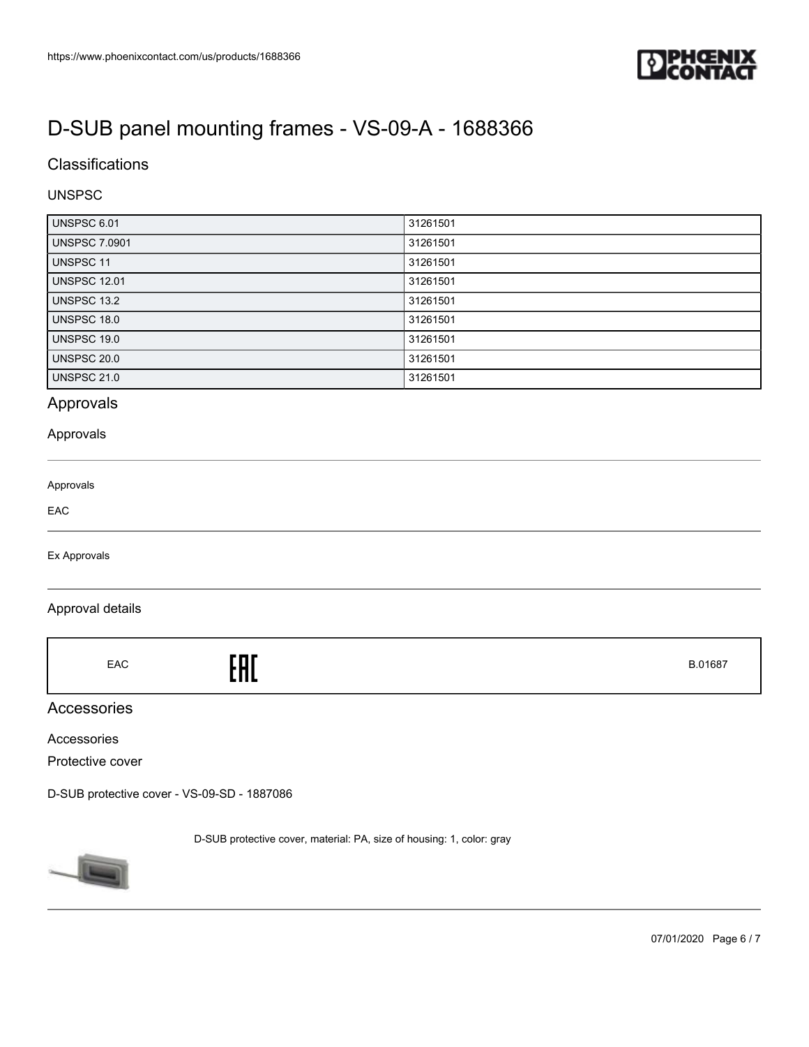# D-SUB panel mounting frames - VS-09-A - 1688366

## Classifications

### UNSPSC

| UNSPSC 6.01 | 31261501 |
|---|---|
| UNSPSC 7.0901 | 31261501 |
| UNSPSC 11 | 31261501 |
| UNSPSC 12.01 | 31261501 |
| UNSPSC 13.2 | 31261501 |
| UNSPSC 18.0 | 31261501 |
| UNSPSC 19.0 | 31261501 |
| UNSPSC 20.0 | 31261501 |
| UNSPSC 21.0 | 31261501 |

## Approvals

### Approvals

Approvals

EAC

Ex Approvals

### Approval details

| EAC | EAC | B.01687 |
|---|---|---|

## Accessories

### Accessories

Protective cover

D-SUB protective cover - VS-09-SD - 1887086

D-SUB protective cover, material: PA, size of housing: 1, color: gray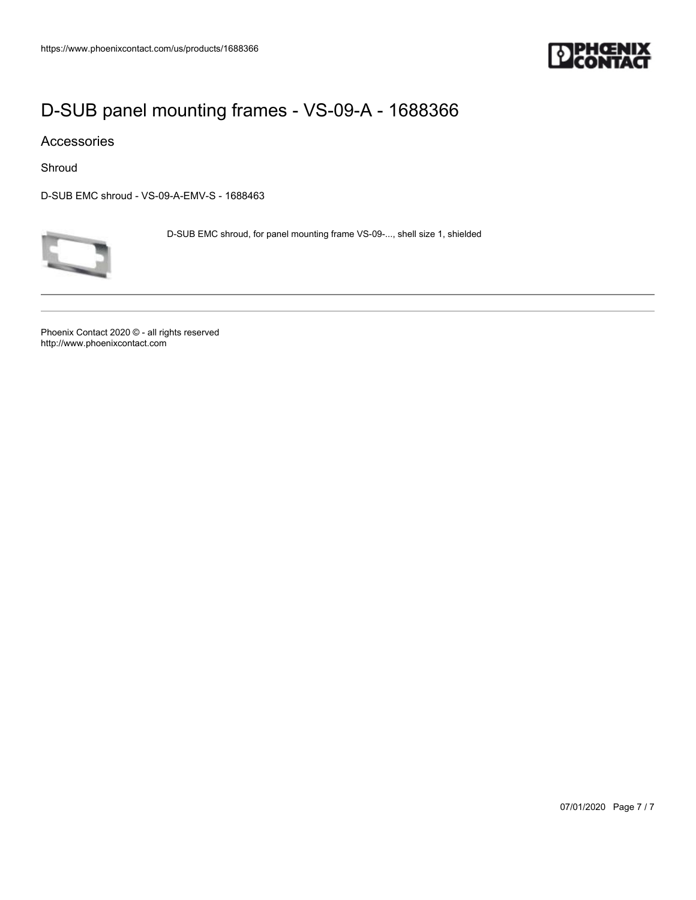# D-SUB panel mounting frames - VS-09-A - 1688366

## Accessories

### Shroud

D-SUB EMC shroud - VS-09-A-EMV-S - 1688463

D-SUB EMC shroud, for panel mounting frame VS-09-..., shell size 1, shielded

Phoenix Contact 2020 © - all rights reserved
http://www.phoenixcontact.com